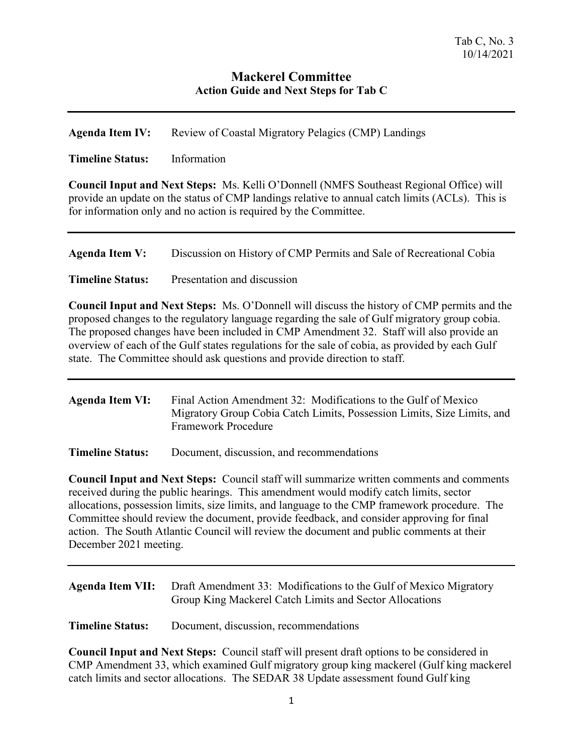Tab C, No. 3
10/14/2021

# Mackerel Committee
## Action Guide and Next Steps for Tab C

---

**Agenda Item IV:** Review of Coastal Migratory Pelagics (CMP) Landings

**Timeline Status:** Information

**Council Input and Next Steps:** Ms. Kelli O'Donnell (NMFS Southeast Regional Office) will provide an update on the status of CMP landings relative to annual catch limits (ACLs). This is for information only and no action is required by the Committee.

---

**Agenda Item V:** Discussion on History of CMP Permits and Sale of Recreational Cobia

**Timeline Status:** Presentation and discussion

**Council Input and Next Steps:** Ms. O'Donnell will discuss the history of CMP permits and the proposed changes to the regulatory language regarding the sale of Gulf migratory group cobia. The proposed changes have been included in CMP Amendment 32. Staff will also provide an overview of each of the Gulf states regulations for the sale of cobia, as provided by each Gulf state. The Committee should ask questions and provide direction to staff.

---

**Agenda Item VI:** Final Action Amendment 32: Modifications to the Gulf of Mexico Migratory Group Cobia Catch Limits, Possession Limits, Size Limits, and Framework Procedure

**Timeline Status:** Document, discussion, and recommendations

**Council Input and Next Steps:** Council staff will summarize written comments and comments received during the public hearings. This amendment would modify catch limits, sector allocations, possession limits, size limits, and language to the CMP framework procedure. The Committee should review the document, provide feedback, and consider approving for final action. The South Atlantic Council will review the document and public comments at their December 2021 meeting.

---

**Agenda Item VII:** Draft Amendment 33: Modifications to the Gulf of Mexico Migratory Group King Mackerel Catch Limits and Sector Allocations

**Timeline Status:** Document, discussion, recommendations

**Council Input and Next Steps:** Council staff will present draft options to be considered in CMP Amendment 33, which examined Gulf migratory group king mackerel (Gulf king mackerel catch limits and sector allocations. The SEDAR 38 Update assessment found Gulf king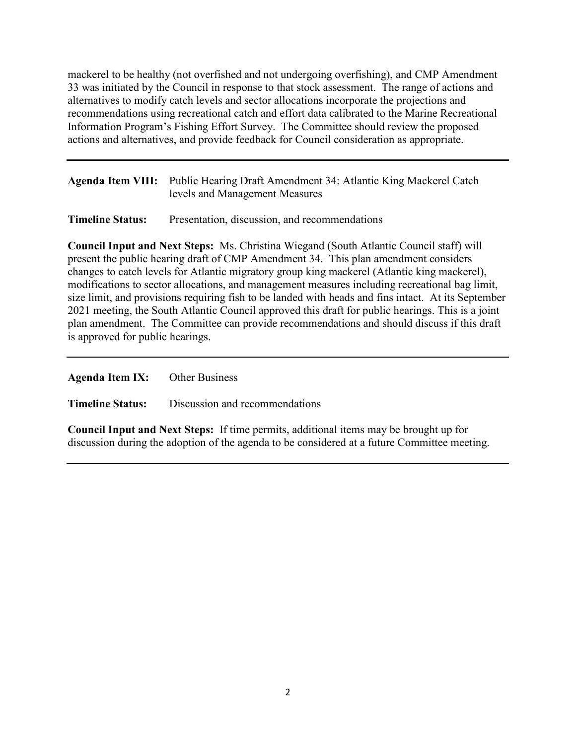mackerel to be healthy (not overfished and not undergoing overfishing), and CMP Amendment 33 was initiated by the Council in response to that stock assessment. The range of actions and alternatives to modify catch levels and sector allocations incorporate the projections and recommendations using recreational catch and effort data calibrated to the Marine Recreational Information Program's Fishing Effort Survey. The Committee should review the proposed actions and alternatives, and provide feedback for Council consideration as appropriate.

---

**Agenda Item VIII:** Public Hearing Draft Amendment 34: Atlantic King Mackerel Catch levels and Management Measures

**Timeline Status:** Presentation, discussion, and recommendations

**Council Input and Next Steps:** Ms. Christina Wiegand (South Atlantic Council staff) will present the public hearing draft of CMP Amendment 34. This plan amendment considers changes to catch levels for Atlantic migratory group king mackerel (Atlantic king mackerel), modifications to sector allocations, and management measures including recreational bag limit, size limit, and provisions requiring fish to be landed with heads and fins intact. At its September 2021 meeting, the South Atlantic Council approved this draft for public hearings. This is a joint plan amendment. The Committee can provide recommendations and should discuss if this draft is approved for public hearings.

---

**Agenda Item IX:** Other Business

**Timeline Status:** Discussion and recommendations

**Council Input and Next Steps:** If time permits, additional items may be brought up for discussion during the adoption of the agenda to be considered at a future Committee meeting.

---